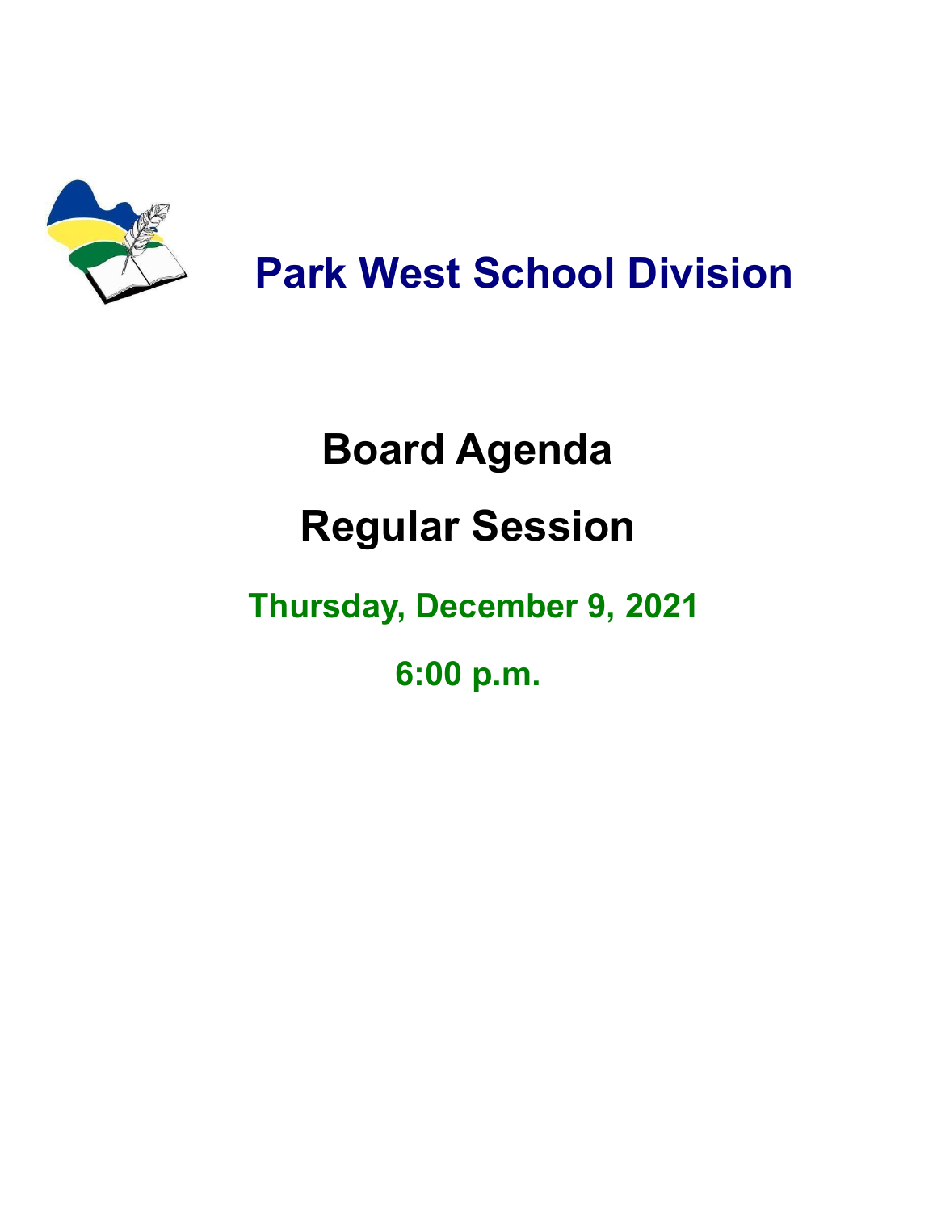# Park West School Division

# Board Agenda

# Regular Session

## Thursday, December 9, 2021

## 6:00 p.m.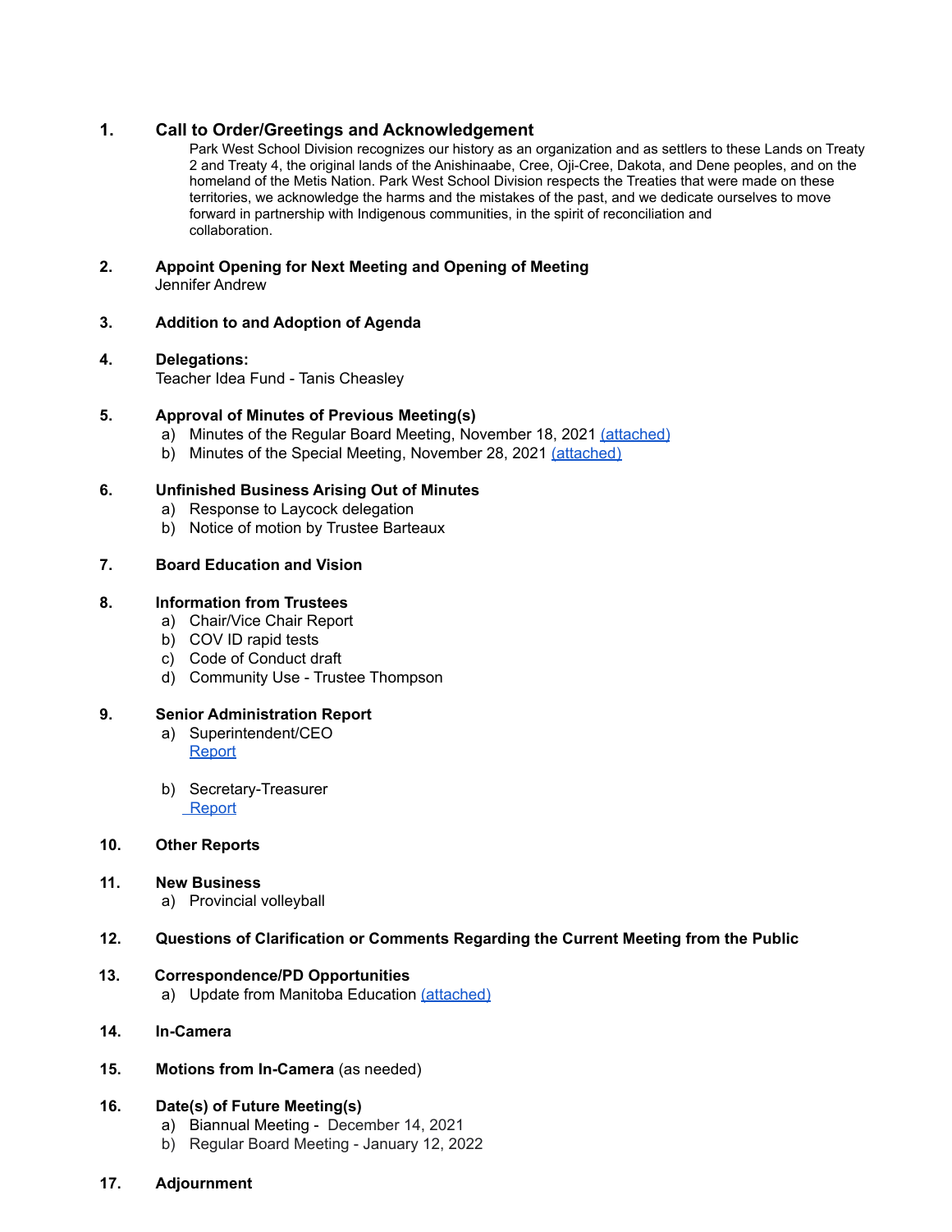## 1. Call to Order/Greetings and Acknowledgement

Park West School Division recognizes our history as an organization and as settlers to these Lands on Treaty 2 and Treaty 4, the original lands of the Anishinaabe, Cree, Oji-Cree, Dakota, and Dene peoples, and on the homeland of the Metis Nation. Park West School Division respects the Treaties that were made on these territories, we acknowledge the harms and the mistakes of the past, and we dedicate ourselves to move forward in partnership with Indigenous communities, in the spirit of reconciliation and collaboration.

## 2. Appoint Opening for Next Meeting and Opening of Meeting

Jennifer Andrew

## 3. Addition to and Adoption of Agenda

## 4. Delegations:

Teacher Idea Fund - Tanis Cheasley

## 5. Approval of Minutes of Previous Meeting(s)

a) Minutes of the Regular Board Meeting, November 18, 2021 (attached)
b) Minutes of the Special Meeting, November 28, 2021 (attached)

## 6. Unfinished Business Arising Out of Minutes

a) Response to Laycock delegation
b) Notice of motion by Trustee Barteaux

## 7. Board Education and Vision

## 8. Information from Trustees

a) Chair/Vice Chair Report
b) COV ID rapid tests
c) Code of Conduct draft
d) Community Use - Trustee Thompson

## 9. Senior Administration Report

a) Superintendent/CEO
Report

b) Secretary-Treasurer
Report

## 10. Other Reports

## 11. New Business

a) Provincial volleyball

## 12. Questions of Clarification or Comments Regarding the Current Meeting from the Public

## 13. Correspondence/PD Opportunities

a) Update from Manitoba Education (attached)

## 14. In-Camera

## 15. Motions from In-Camera (as needed)

## 16. Date(s) of Future Meeting(s)

a) Biannual Meeting - December 14, 2021
b) Regular Board Meeting - January 12, 2022

## 17. Adjournment